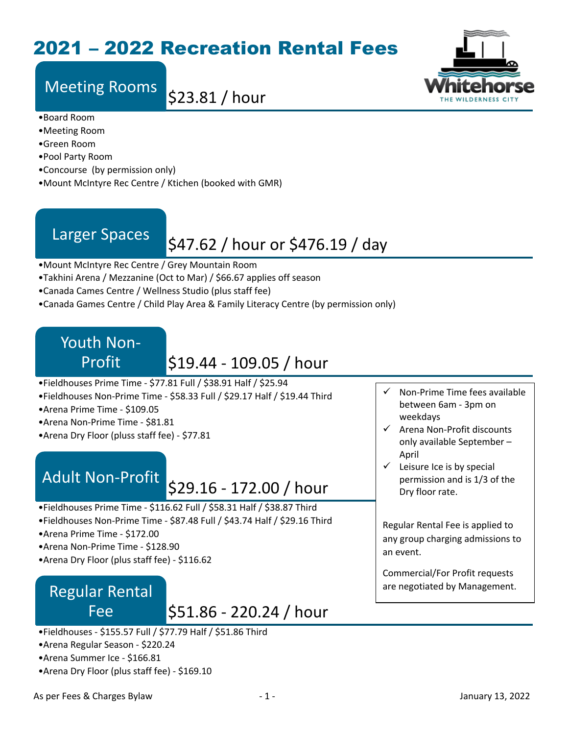# 2021 – 2022 Recreation Rental Fees

## Meeting Rooms

$23.81 / hour

- Board Room
- Meeting Room
- Green Room
- Pool Party Room
- Concourse (by permission only)
- Mount McIntyre Rec Centre / Ktichen (booked with GMR)

## Larger Spaces

$47.62 / hour or $476.19 / day

- Mount McIntyre Rec Centre / Grey Mountain Room
- Takhini Arena / Mezzanine (Oct to Mar) / $66.67 applies off season
- Canada Cames Centre / Wellness Studio (plus staff fee)
- Canada Games Centre / Child Play Area & Family Literacy Centre (by permission only)

## Youth Non-Profit

$19.44 - 109.05 / hour

- Fieldhouses Prime Time - $77.81 Full / $38.91 Half / $25.94
- Fieldhouses Non-Prime Time - $58.33 Full / $29.17 Half / $19.44 Third
- Arena Prime Time - $109.05
- Arena Non-Prime Time - $81.81
- Arena Dry Floor (pluss staff fee) - $77.81

## Adult Non-Profit

$29.16 - 172.00 / hour

- Fieldhouses Prime Time - $116.62 Full / $58.31 Half / $38.87 Third
- Fieldhouses Non-Prime Time - $87.48 Full / $43.74 Half / $29.16 Third
- Arena Prime Time - $172.00
- Arena Non-Prime Time - $128.90
- Arena Dry Floor (plus staff fee) - $116.62

## Regular Rental Fee

$51.86 - 220.24 / hour

- Fieldhouses - $155.57 Full / $77.79 Half / $51.86 Third
- Arena Regular Season - $220.24
- Arena Summer Ice - $166.81
- Arena Dry Floor (plus staff fee) - $169.10

---

- ✓ Non-Prime Time fees available between 6am - 3pm on weekdays
- ✓ Arena Non-Profit discounts only available September – April
- ✓ Leisure Ice is by special permission and is 1/3 of the Dry floor rate.

Regular Rental Fee is applied to any group charging admissions to an event.

Commercial/For Profit requests are negotiated by Management.

As per Fees & Charges Bylaw

January 13, 2022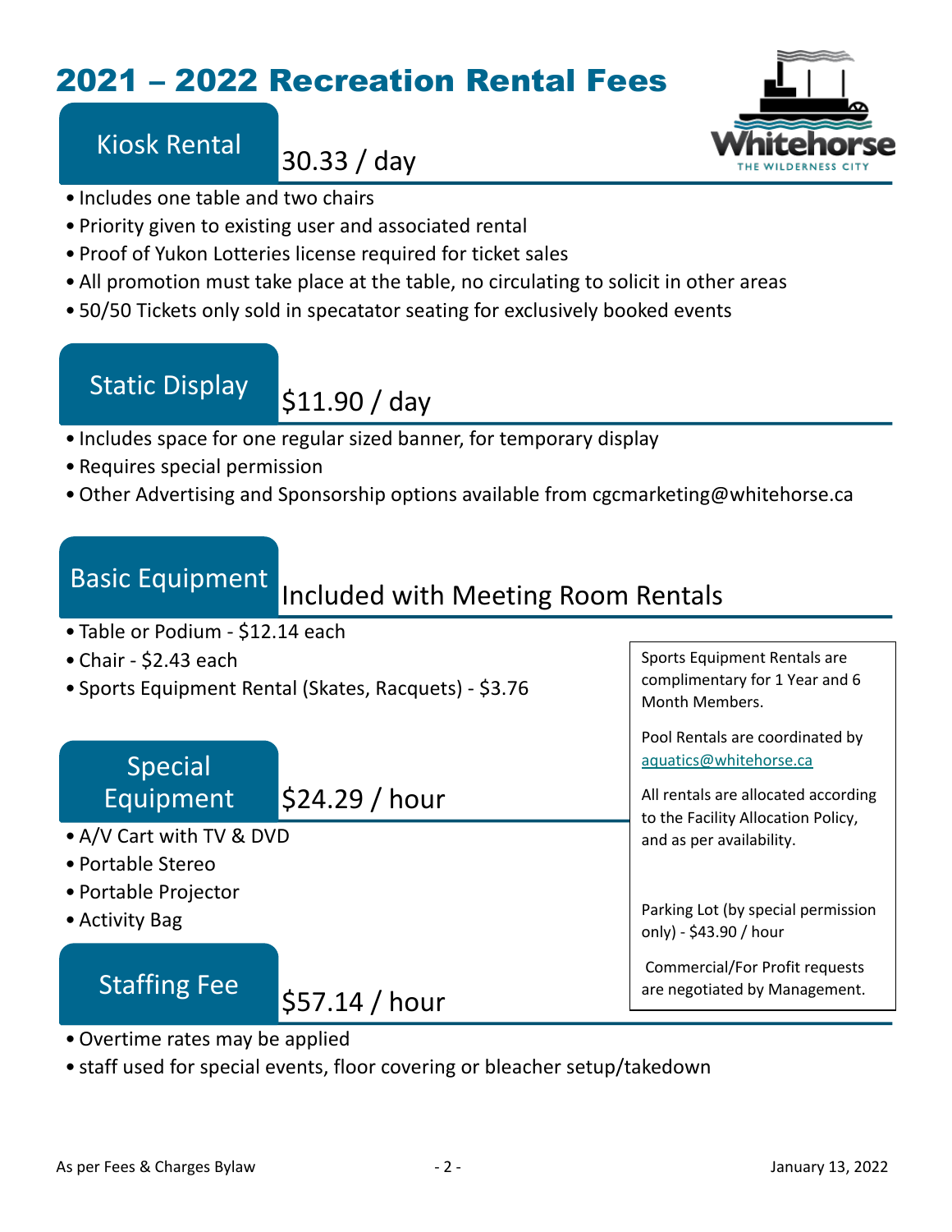# 2021 – 2022 Recreation Rental Fees

## Kiosk Rental

30.33 / day

- Includes one table and two chairs
- Priority given to existing user and associated rental
- Proof of Yukon Lotteries license required for ticket sales
- All promotion must take place at the table, no circulating to solicit in other areas
- 50/50 Tickets only sold in specatator seating for exclusively booked events

## Static Display

$11.90 / day

- Includes space for one regular sized banner, for temporary display
- Requires special permission
- Other Advertising and Sponsorship options available from cgcmarketing@whitehorse.ca

## Basic Equipment

Included with Meeting Room Rentals

- Table or Podium - $12.14 each
- Chair - $2.43 each
- Sports Equipment Rental (Skates, Racquets) - $3.76

## Special Equipment

$24.29 / hour

- A/V Cart with TV & DVD
- Portable Stereo
- Portable Projector
- Activity Bag

## Staffing Fee

$57.14 / hour

- Overtime rates may be applied
- staff used for special events, floor covering or bleacher setup/takedown

Sports Equipment Rentals are complimentary for 1 Year and 6 Month Members.

Pool Rentals are coordinated by aquatics@whitehorse.ca

All rentals are allocated according to the Facility Allocation Policy, and as per availability.

Parking Lot (by special permission only) - $43.90 / hour

Commercial/For Profit requests are negotiated by Management.

As per Fees & Charges Bylaw

January 13, 2022